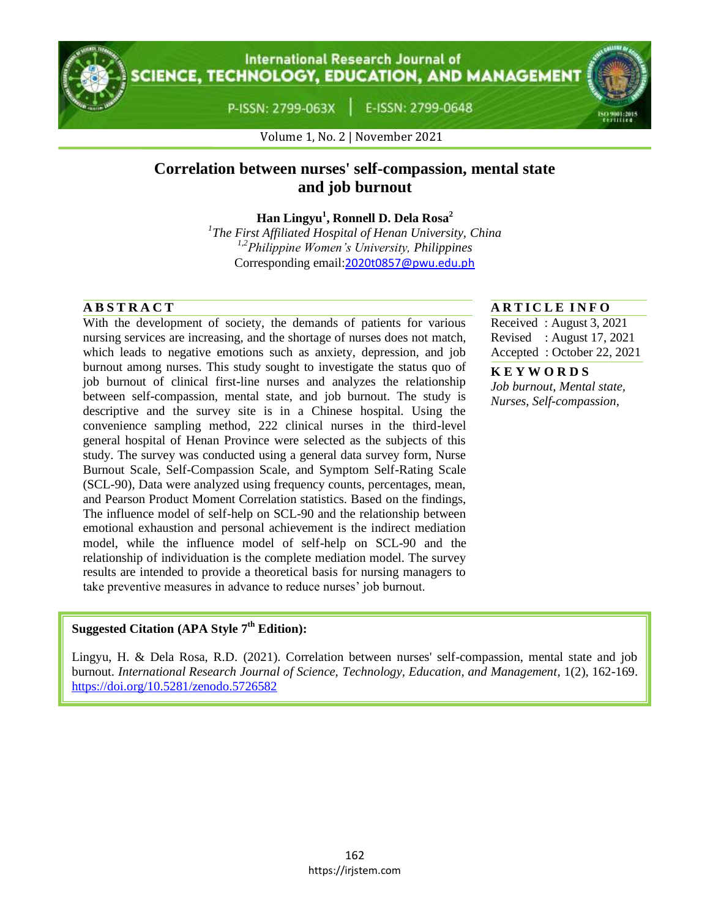# Correlation between nurses' self-compassion, mental state and job burnout

**Han Lingyu[1], Ronnell D. Dela Rosa[2]**

[1]*The First Affiliated Hospital of Henan University, China*

[1,2]*Philippine Women's University, Philippines*

Corresponding email:2020t0857@pwu.edu.ph

## ABSTRACT

With the development of society, the demands of patients for various nursing services are increasing, and the shortage of nurses does not match, which leads to negative emotions such as anxiety, depression, and job burnout among nurses. This study sought to investigate the status quo of job burnout of clinical first-line nurses and analyzes the relationship between self-compassion, mental state, and job burnout. The study is descriptive and the survey site is in a Chinese hospital. Using the convenience sampling method, 222 clinical nurses in the third-level general hospital of Henan Province were selected as the subjects of this study. The survey was conducted using a general data survey form, Nurse Burnout Scale, Self-Compassion Scale, and Symptom Self-Rating Scale (SCL-90), Data were analyzed using frequency counts, percentages, mean, and Pearson Product Moment Correlation statistics. Based on the findings, The influence model of self-help on SCL-90 and the relationship between emotional exhaustion and personal achievement is the indirect mediation model, while the influence model of self-help on SCL-90 and the relationship of individuation is the complete mediation model. The survey results are intended to provide a theoretical basis for nursing managers to take preventive measures in advance to reduce nurses' job burnout.

## ARTICLE INFO

Received : August 3, 2021
Revised : August 17, 2021
Accepted : October 22, 2021

## KEYWORDS

*Job burnout, Mental state, Nurses, Self-compassion,*

**Suggested Citation (APA Style 7th Edition):**

Lingyu, H. & Dela Rosa, R.D. (2021). Correlation between nurses' self-compassion, mental state and job burnout. *International Research Journal of Science, Technology, Education, and Management*, 1(2), 162-169. https://doi.org/10.5281/zenodo.5726582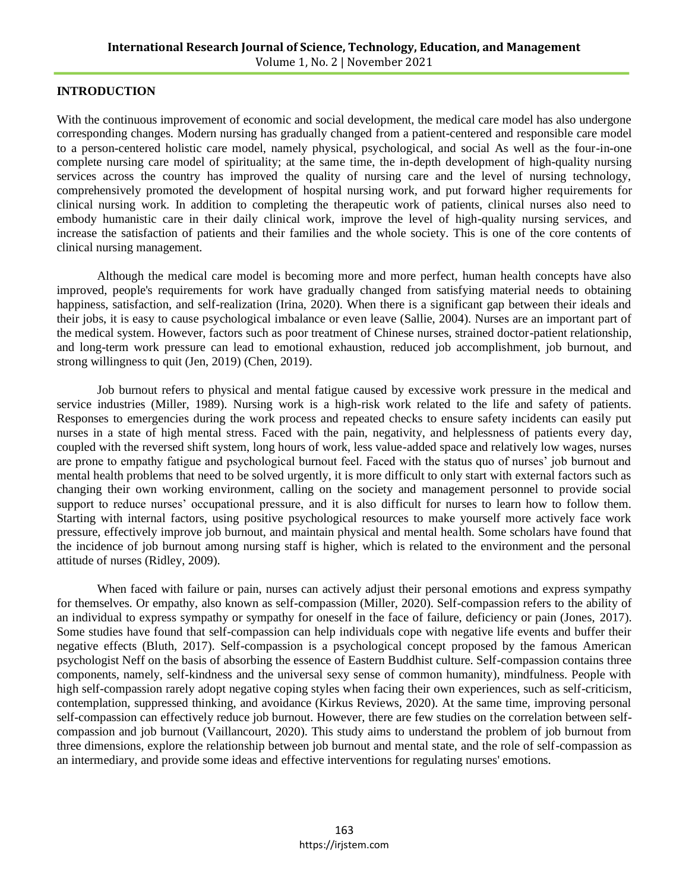## INTRODUCTION

With the continuous improvement of economic and social development, the medical care model has also undergone corresponding changes. Modern nursing has gradually changed from a patient-centered and responsible care model to a person-centered holistic care model, namely physical, psychological, and social As well as the four-in-one complete nursing care model of spirituality; at the same time, the in-depth development of high-quality nursing services across the country has improved the quality of nursing care and the level of nursing technology, comprehensively promoted the development of hospital nursing work, and put forward higher requirements for clinical nursing work. In addition to completing the therapeutic work of patients, clinical nurses also need to embody humanistic care in their daily clinical work, improve the level of high-quality nursing services, and increase the satisfaction of patients and their families and the whole society. This is one of the core contents of clinical nursing management.

Although the medical care model is becoming more and more perfect, human health concepts have also improved, people's requirements for work have gradually changed from satisfying material needs to obtaining happiness, satisfaction, and self-realization (Irina, 2020). When there is a significant gap between their ideals and their jobs, it is easy to cause psychological imbalance or even leave (Sallie, 2004). Nurses are an important part of the medical system. However, factors such as poor treatment of Chinese nurses, strained doctor-patient relationship, and long-term work pressure can lead to emotional exhaustion, reduced job accomplishment, job burnout, and strong willingness to quit (Jen, 2019) (Chen, 2019).

Job burnout refers to physical and mental fatigue caused by excessive work pressure in the medical and service industries (Miller, 1989). Nursing work is a high-risk work related to the life and safety of patients. Responses to emergencies during the work process and repeated checks to ensure safety incidents can easily put nurses in a state of high mental stress. Faced with the pain, negativity, and helplessness of patients every day, coupled with the reversed shift system, long hours of work, less value-added space and relatively low wages, nurses are prone to empathy fatigue and psychological burnout feel. Faced with the status quo of nurses' job burnout and mental health problems that need to be solved urgently, it is more difficult to only start with external factors such as changing their own working environment, calling on the society and management personnel to provide social support to reduce nurses' occupational pressure, and it is also difficult for nurses to learn how to follow them. Starting with internal factors, using positive psychological resources to make yourself more actively face work pressure, effectively improve job burnout, and maintain physical and mental health. Some scholars have found that the incidence of job burnout among nursing staff is higher, which is related to the environment and the personal attitude of nurses (Ridley, 2009).

When faced with failure or pain, nurses can actively adjust their personal emotions and express sympathy for themselves. Or empathy, also known as self-compassion (Miller, 2020). Self-compassion refers to the ability of an individual to express sympathy or sympathy for oneself in the face of failure, deficiency or pain (Jones, 2017). Some studies have found that self-compassion can help individuals cope with negative life events and buffer their negative effects (Bluth, 2017). Self-compassion is a psychological concept proposed by the famous American psychologist Neff on the basis of absorbing the essence of Eastern Buddhist culture. Self-compassion contains three components, namely, self-kindness and the universal sexy sense of common humanity), mindfulness. People with high self-compassion rarely adopt negative coping styles when facing their own experiences, such as self-criticism, contemplation, suppressed thinking, and avoidance (Kirkus Reviews, 2020). At the same time, improving personal self-compassion can effectively reduce job burnout. However, there are few studies on the correlation between self-compassion and job burnout (Vaillancourt, 2020). This study aims to understand the problem of job burnout from three dimensions, explore the relationship between job burnout and mental state, and the role of self-compassion as an intermediary, and provide some ideas and effective interventions for regulating nurses' emotions.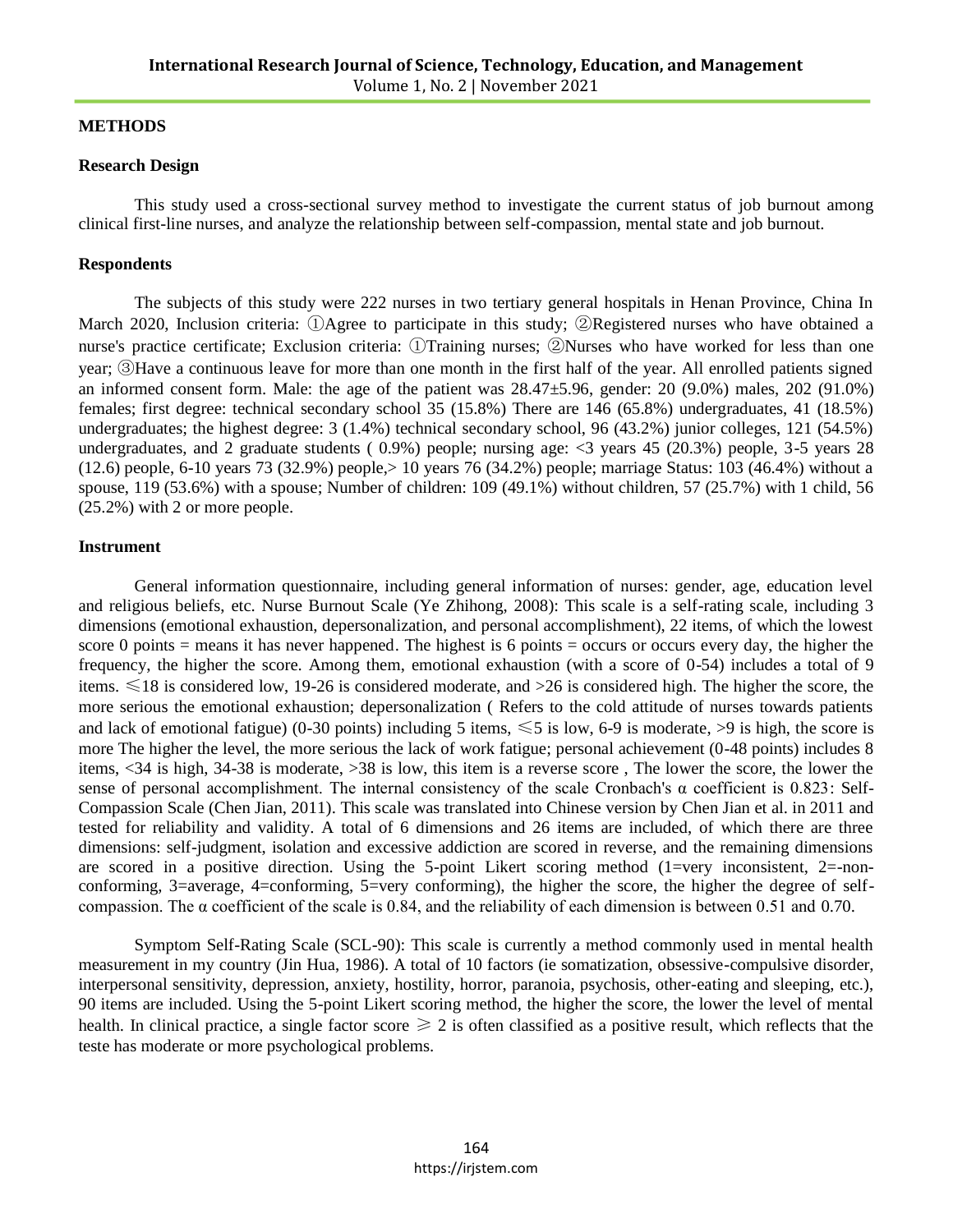## METHODS

### Research Design

This study used a cross-sectional survey method to investigate the current status of job burnout among clinical first-line nurses, and analyze the relationship between self-compassion, mental state and job burnout.

### Respondents

The subjects of this study were 222 nurses in two tertiary general hospitals in Henan Province, China In March 2020, Inclusion criteria: ①Agree to participate in this study; ②Registered nurses who have obtained a nurse's practice certificate; Exclusion criteria: ①Training nurses; ②Nurses who have worked for less than one year; ③Have a continuous leave for more than one month in the first half of the year. All enrolled patients signed an informed consent form. Male: the age of the patient was 28.47±5.96, gender: 20 (9.0%) males, 202 (91.0%) females; first degree: technical secondary school 35 (15.8%) There are 146 (65.8%) undergraduates, 41 (18.5%) undergraduates; the highest degree: 3 (1.4%) technical secondary school, 96 (43.2%) junior colleges, 121 (54.5%) undergraduates, and 2 graduate students ( 0.9%) people; nursing age: <3 years 45 (20.3%) people, 3-5 years 28 (12.6) people, 6-10 years 73 (32.9%) people,> 10 years 76 (34.2%) people; marriage Status: 103 (46.4%) without a spouse, 119 (53.6%) with a spouse; Number of children: 109 (49.1%) without children, 57 (25.7%) with 1 child, 56 (25.2%) with 2 or more people.

### Instrument

General information questionnaire, including general information of nurses: gender, age, education level and religious beliefs, etc. Nurse Burnout Scale (Ye Zhihong, 2008): This scale is a self-rating scale, including 3 dimensions (emotional exhaustion, depersonalization, and personal accomplishment), 22 items, of which the lowest score 0 points = means it has never happened. The highest is 6 points = occurs or occurs every day, the higher the frequency, the higher the score. Among them, emotional exhaustion (with a score of 0-54) includes a total of 9 items. ≤18 is considered low, 19-26 is considered moderate, and >26 is considered high. The higher the score, the more serious the emotional exhaustion; depersonalization ( Refers to the cold attitude of nurses towards patients and lack of emotional fatigue) (0-30 points) including 5 items, ≤5 is low, 6-9 is moderate, >9 is high, the score is more The higher the level, the more serious the lack of work fatigue; personal achievement (0-48 points) includes 8 items, <34 is high, 34-38 is moderate, >38 is low, this item is a reverse score , The lower the score, the lower the sense of personal accomplishment. The internal consistency of the scale Cronbach's α coefficient is 0.823: Self-Compassion Scale (Chen Jian, 2011). This scale was translated into Chinese version by Chen Jian et al. in 2011 and tested for reliability and validity. A total of 6 dimensions and 26 items are included, of which there are three dimensions: self-judgment, isolation and excessive addiction are scored in reverse, and the remaining dimensions are scored in a positive direction. Using the 5-point Likert scoring method (1=very inconsistent, 2=-non-conforming, 3=average, 4=conforming, 5=very conforming), the higher the score, the higher the degree of self-compassion. The α coefficient of the scale is 0.84, and the reliability of each dimension is between 0.51 and 0.70.

Symptom Self-Rating Scale (SCL-90): This scale is currently a method commonly used in mental health measurement in my country (Jin Hua, 1986). A total of 10 factors (ie somatization, obsessive-compulsive disorder, interpersonal sensitivity, depression, anxiety, hostility, horror, paranoia, psychosis, other-eating and sleeping, etc.), 90 items are included. Using the 5-point Likert scoring method, the higher the score, the lower the level of mental health. In clinical practice, a single factor score ≥ 2 is often classified as a positive result, which reflects that the teste has moderate or more psychological problems.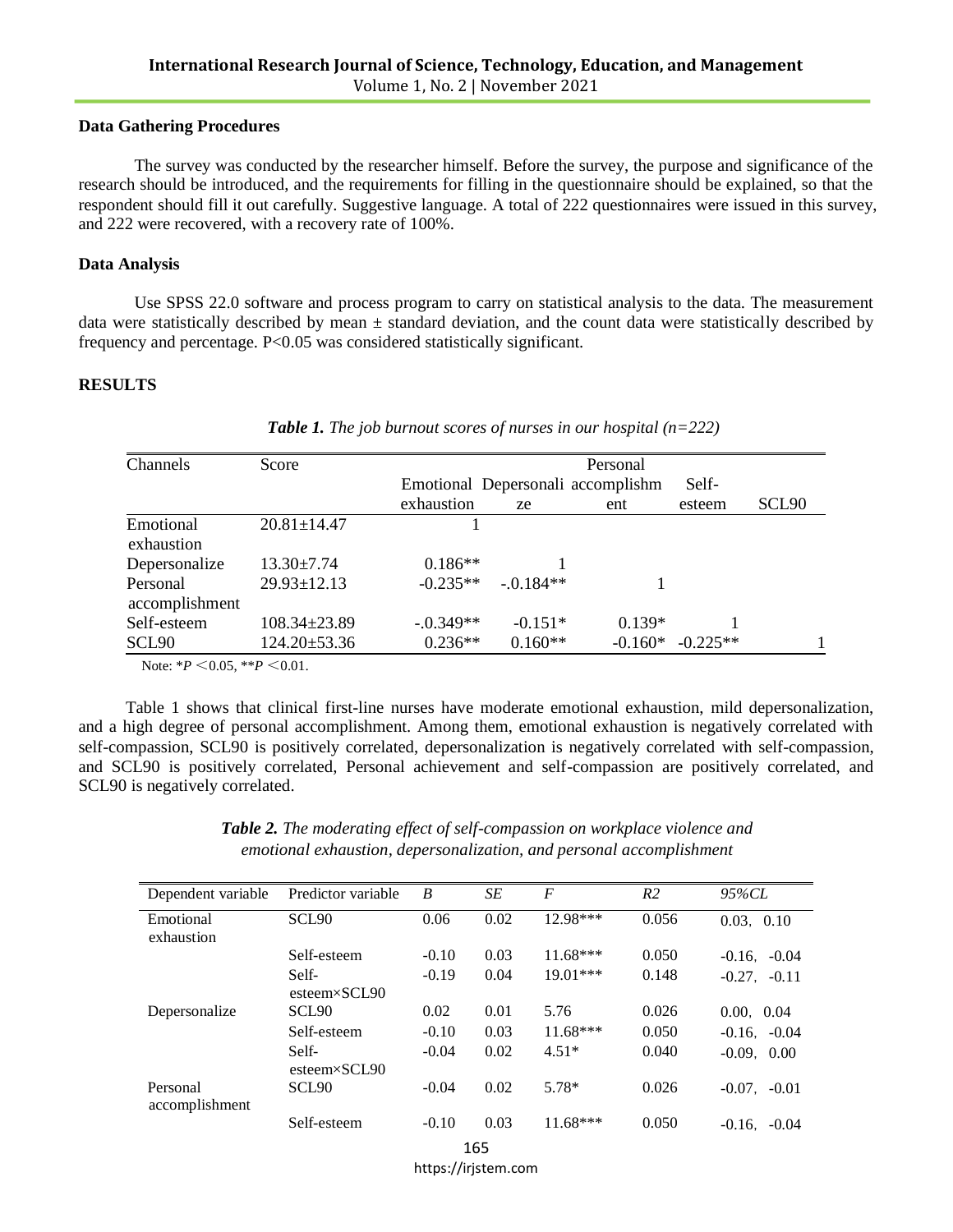**Data Gathering Procedures**

The survey was conducted by the researcher himself. Before the survey, the purpose and significance of the research should be introduced, and the requirements for filling in the questionnaire should be explained, so that the respondent should fill it out carefully. Suggestive language. A total of 222 questionnaires were issued in this survey, and 222 were recovered, with a recovery rate of 100%.

**Data Analysis**

Use SPSS 22.0 software and process program to carry on statistical analysis to the data. The measurement data were statistically described by mean ± standard deviation, and the count data were statistically described by frequency and percentage. P<0.05 was considered statistically significant.

**RESULTS**

***Table 1.*** *The job burnout scores of nurses in our hospital (n=222)*

| Channels | Score | Emotional exhaustion | Depersonalize | Personal accomplishment | Self-esteem | SCL90 |
|---|---|---|---|---|---|---|
| Emotional exhaustion | 20.81±14.47 | 1 | | | | |
| Depersonalize | 13.30±7.74 | 0.186** | 1 | | | |
| Personal accomplishment | 29.93±12.13 | -0.235** | -.0.184** | 1 | | |
| Self-esteem | 108.34±23.89 | -.0.349** | -0.151* | 0.139* | 1 | |
| SCL90 | 124.20±53.36 | 0.236** | 0.160** | -0.160* | -0.225** | 1 |

Note: \*$P<0.05$, \*\*$P<0.01$.

Table 1 shows that clinical first-line nurses have moderate emotional exhaustion, mild depersonalization, and a high degree of personal accomplishment. Among them, emotional exhaustion is negatively correlated with self-compassion, SCL90 is positively correlated, depersonalization is negatively correlated with self-compassion, and SCL90 is positively correlated, Personal achievement and self-compassion are positively correlated, and SCL90 is negatively correlated.

***Table 2.*** *The moderating effect of self-compassion on workplace violence and emotional exhaustion, depersonalization, and personal accomplishment*

| Dependent variable | Predictor variable | *B* | *SE* | *F* | *R2* | *95%CL* |
|---|---|---|---|---|---|---|
| Emotional exhaustion | SCL90 | 0.06 | 0.02 | 12.98*** | 0.056 | 0.03，0.10 |
| | Self-esteem | -0.10 | 0.03 | 11.68*** | 0.050 | -0.16，-0.04 |
| | Self-esteem×SCL90 | -0.19 | 0.04 | 19.01*** | 0.148 | -0.27，-0.11 |
| Depersonalize | SCL90 | 0.02 | 0.01 | 5.76 | 0.026 | 0.00，0.04 |
| | Self-esteem | -0.10 | 0.03 | 11.68*** | 0.050 | -0.16，-0.04 |
| | Self-esteem×SCL90 | -0.04 | 0.02 | 4.51* | 0.040 | -0.09，0.00 |
| Personal accomplishment | SCL90 | -0.04 | 0.02 | 5.78* | 0.026 | -0.07，-0.01 |
| | Self-esteem | -0.10 | 0.03 | 11.68*** | 0.050 | -0.16，-0.04 |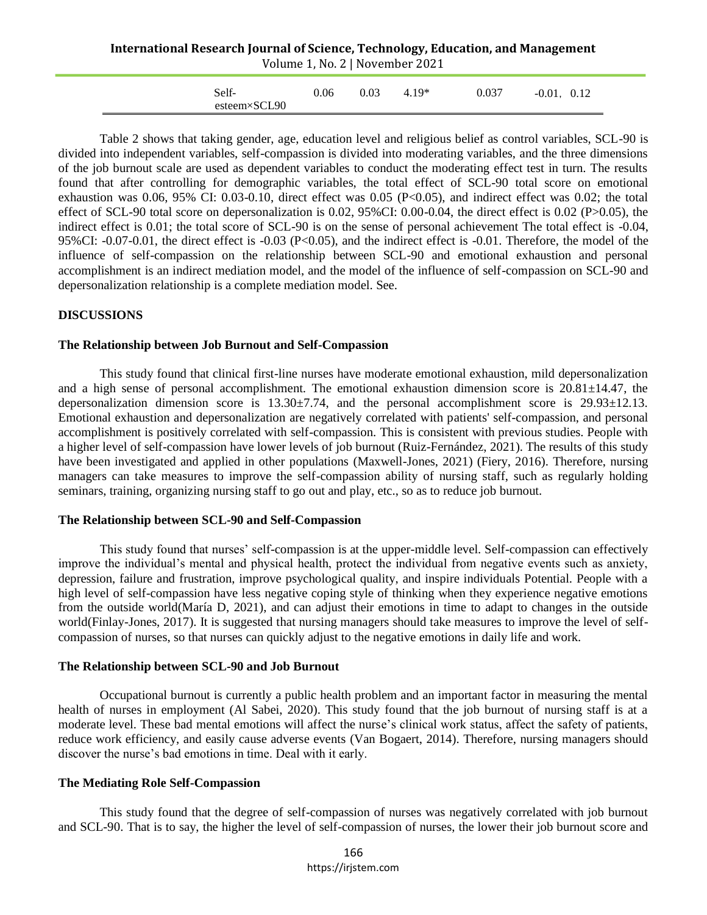| | | | | | |
|---|---|---|---|---|---|
| Self-esteem×SCL90 | 0.06 | 0.03 | 4.19* | 0.037 | -0.01，0.12 |

Table 2 shows that taking gender, age, education level and religious belief as control variables, SCL-90 is divided into independent variables, self-compassion is divided into moderating variables, and the three dimensions of the job burnout scale are used as dependent variables to conduct the moderating effect test in turn. The results found that after controlling for demographic variables, the total effect of SCL-90 total score on emotional exhaustion was 0.06, 95% CI: 0.03-0.10, direct effect was 0.05 ($P<0.05$), and indirect effect was 0.02; the total effect of SCL-90 total score on depersonalization is 0.02, 95%CI: 0.00-0.04, the direct effect is 0.02 ($P>0.05$), the indirect effect is 0.01; the total score of SCL-90 is on the sense of personal achievement The total effect is -0.04, 95%CI: -0.07-0.01, the direct effect is -0.03 ($P<0.05$), and the indirect effect is -0.01. Therefore, the model of the influence of self-compassion on the relationship between SCL-90 and emotional exhaustion and personal accomplishment is an indirect mediation model, and the model of the influence of self-compassion on SCL-90 and depersonalization relationship is a complete mediation model. See.

## DISCUSSIONS

### The Relationship between Job Burnout and Self-Compassion

This study found that clinical first-line nurses have moderate emotional exhaustion, mild depersonalization and a high sense of personal accomplishment. The emotional exhaustion dimension score is 20.81±14.47, the depersonalization dimension score is 13.30±7.74, and the personal accomplishment score is 29.93±12.13. Emotional exhaustion and depersonalization are negatively correlated with patients' self-compassion, and personal accomplishment is positively correlated with self-compassion. This is consistent with previous studies. People with a higher level of self-compassion have lower levels of job burnout (Ruiz-Fernández, 2021). The results of this study have been investigated and applied in other populations (Maxwell-Jones, 2021) (Fiery, 2016). Therefore, nursing managers can take measures to improve the self-compassion ability of nursing staff, such as regularly holding seminars, training, organizing nursing staff to go out and play, etc., so as to reduce job burnout.

### The Relationship between SCL-90 and Self-Compassion

This study found that nurses' self-compassion is at the upper-middle level. Self-compassion can effectively improve the individual's mental and physical health, protect the individual from negative events such as anxiety, depression, failure and frustration, improve psychological quality, and inspire individuals Potential. People with a high level of self-compassion have less negative coping style of thinking when they experience negative emotions from the outside world(María D, 2021), and can adjust their emotions in time to adapt to changes in the outside world(Finlay-Jones, 2017). It is suggested that nursing managers should take measures to improve the level of self-compassion of nurses, so that nurses can quickly adjust to the negative emotions in daily life and work.

### The Relationship between SCL-90 and Job Burnout

Occupational burnout is currently a public health problem and an important factor in measuring the mental health of nurses in employment (Al Sabei, 2020). This study found that the job burnout of nursing staff is at a moderate level. These bad mental emotions will affect the nurse's clinical work status, affect the safety of patients, reduce work efficiency, and easily cause adverse events (Van Bogaert, 2014). Therefore, nursing managers should discover the nurse's bad emotions in time. Deal with it early.

### The Mediating Role Self-Compassion

This study found that the degree of self-compassion of nurses was negatively correlated with job burnout and SCL-90. That is to say, the higher the level of self-compassion of nurses, the lower their job burnout score and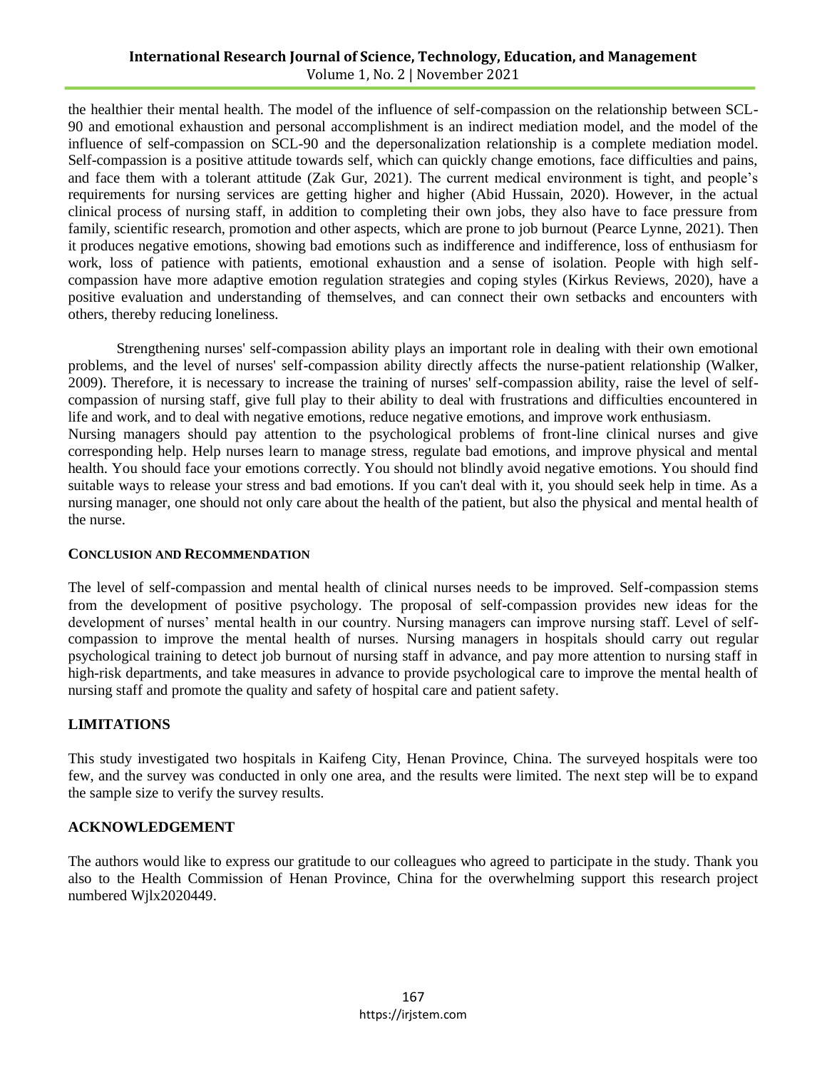the healthier their mental health. The model of the influence of self-compassion on the relationship between SCL-90 and emotional exhaustion and personal accomplishment is an indirect mediation model, and the model of the influence of self-compassion on SCL-90 and the depersonalization relationship is a complete mediation model. Self-compassion is a positive attitude towards self, which can quickly change emotions, face difficulties and pains, and face them with a tolerant attitude (Zak Gur, 2021). The current medical environment is tight, and people's requirements for nursing services are getting higher and higher (Abid Hussain, 2020). However, in the actual clinical process of nursing staff, in addition to completing their own jobs, they also have to face pressure from family, scientific research, promotion and other aspects, which are prone to job burnout (Pearce Lynne, 2021). Then it produces negative emotions, showing bad emotions such as indifference and indifference, loss of enthusiasm for work, loss of patience with patients, emotional exhaustion and a sense of isolation. People with high self-compassion have more adaptive emotion regulation strategies and coping styles (Kirkus Reviews, 2020), have a positive evaluation and understanding of themselves, and can connect their own setbacks and encounters with others, thereby reducing loneliness.

Strengthening nurses' self-compassion ability plays an important role in dealing with their own emotional problems, and the level of nurses' self-compassion ability directly affects the nurse-patient relationship (Walker, 2009). Therefore, it is necessary to increase the training of nurses' self-compassion ability, raise the level of self-compassion of nursing staff, give full play to their ability to deal with frustrations and difficulties encountered in life and work, and to deal with negative emotions, reduce negative emotions, and improve work enthusiasm.

Nursing managers should pay attention to the psychological problems of front-line clinical nurses and give corresponding help. Help nurses learn to manage stress, regulate bad emotions, and improve physical and mental health. You should face your emotions correctly. You should not blindly avoid negative emotions. You should find suitable ways to release your stress and bad emotions. If you can't deal with it, you should seek help in time. As a nursing manager, one should not only care about the health of the patient, but also the physical and mental health of the nurse.

## CONCLUSION AND RECOMMENDATION

The level of self-compassion and mental health of clinical nurses needs to be improved. Self-compassion stems from the development of positive psychology. The proposal of self-compassion provides new ideas for the development of nurses' mental health in our country. Nursing managers can improve nursing staff. Level of self-compassion to improve the mental health of nurses. Nursing managers in hospitals should carry out regular psychological training to detect job burnout of nursing staff in advance, and pay more attention to nursing staff in high-risk departments, and take measures in advance to provide psychological care to improve the mental health of nursing staff and promote the quality and safety of hospital care and patient safety.

## LIMITATIONS

This study investigated two hospitals in Kaifeng City, Henan Province, China. The surveyed hospitals were too few, and the survey was conducted in only one area, and the results were limited. The next step will be to expand the sample size to verify the survey results.

## ACKNOWLEDGEMENT

The authors would like to express our gratitude to our colleagues who agreed to participate in the study. Thank you also to the Health Commission of Henan Province, China for the overwhelming support this research project numbered Wjlx2020449.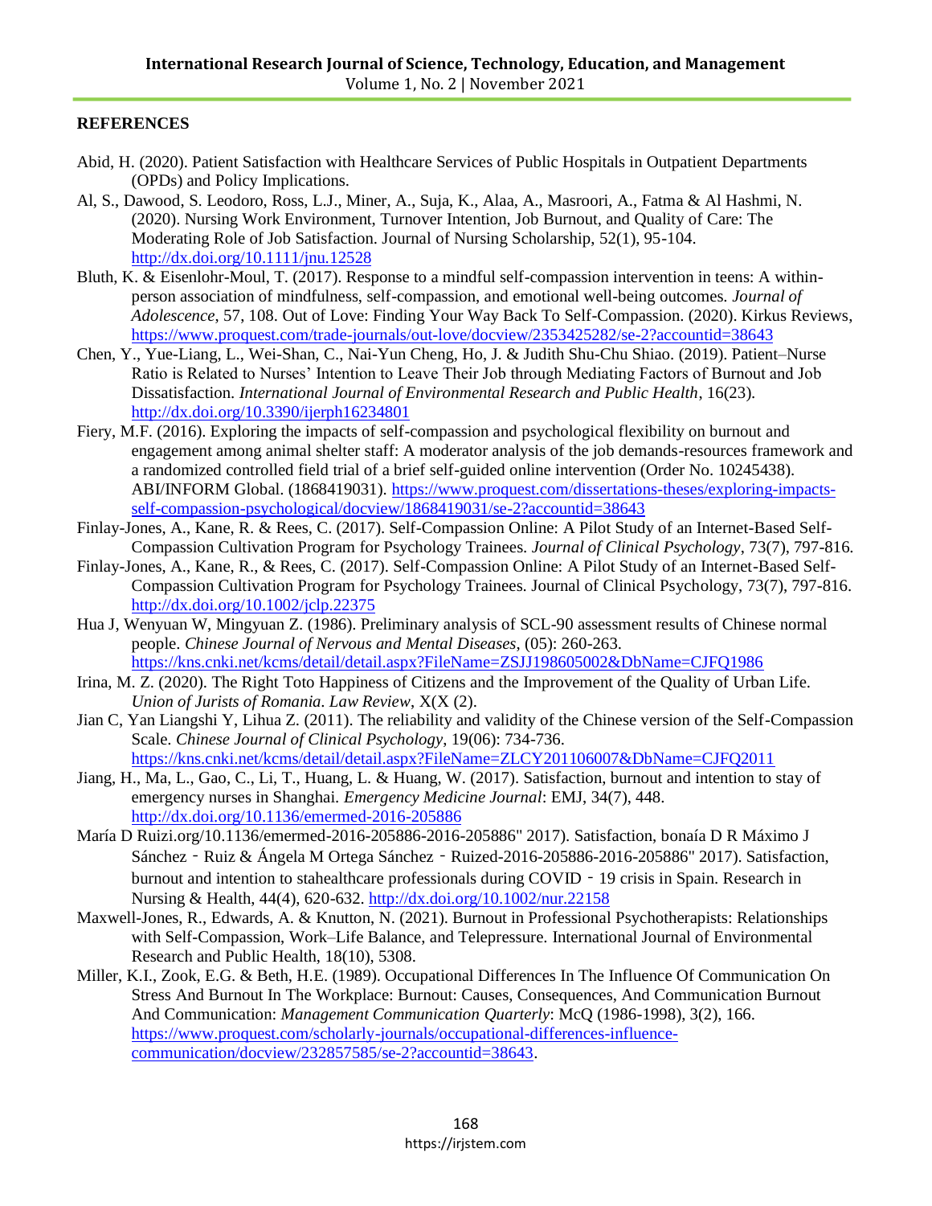## REFERENCES

Abid, H. (2020). Patient Satisfaction with Healthcare Services of Public Hospitals in Outpatient Departments (OPDs) and Policy Implications.

Al, S., Dawood, S. Leodoro, Ross, L.J., Miner, A., Suja, K., Alaa, A., Masroori, A., Fatma & Al Hashmi, N. (2020). Nursing Work Environment, Turnover Intention, Job Burnout, and Quality of Care: The Moderating Role of Job Satisfaction. Journal of Nursing Scholarship, 52(1), 95-104. http://dx.doi.org/10.1111/jnu.12528

Bluth, K. & Eisenlohr-Moul, T. (2017). Response to a mindful self-compassion intervention in teens: A within-person association of mindfulness, self-compassion, and emotional well-being outcomes. *Journal of Adolescence*, 57, 108. Out of Love: Finding Your Way Back To Self-Compassion. (2020). Kirkus Reviews, https://www.proquest.com/trade-journals/out-love/docview/2353425282/se-2?accountid=38643

Chen, Y., Yue-Liang, L., Wei-Shan, C., Nai-Yun Cheng, Ho, J. & Judith Shu-Chu Shiao. (2019). Patient–Nurse Ratio is Related to Nurses' Intention to Leave Their Job through Mediating Factors of Burnout and Job Dissatisfaction. *International Journal of Environmental Research and Public Health*, 16(23). http://dx.doi.org/10.3390/ijerph16234801

Fiery, M.F. (2016). Exploring the impacts of self-compassion and psychological flexibility on burnout and engagement among animal shelter staff: A moderator analysis of the job demands-resources framework and a randomized controlled field trial of a brief self-guided online intervention (Order No. 10245438). ABI/INFORM Global. (1868419031). https://www.proquest.com/dissertations-theses/exploring-impacts-self-compassion-psychological/docview/1868419031/se-2?accountid=38643

Finlay-Jones, A., Kane, R. & Rees, C. (2017). Self-Compassion Online: A Pilot Study of an Internet-Based Self-Compassion Cultivation Program for Psychology Trainees. *Journal of Clinical Psychology*, 73(7), 797-816.

Finlay-Jones, A., Kane, R., & Rees, C. (2017). Self-Compassion Online: A Pilot Study of an Internet-Based Self-Compassion Cultivation Program for Psychology Trainees. Journal of Clinical Psychology, 73(7), 797-816. http://dx.doi.org/10.1002/jclp.22375

Hua J, Wenyuan W, Mingyuan Z. (1986). Preliminary analysis of SCL-90 assessment results of Chinese normal people. *Chinese Journal of Nervous and Mental Diseases*, (05): 260-263. https://kns.cnki.net/kcms/detail/detail.aspx?FileName=ZSJJ198605002&DbName=CJFQ1986

Irina, M. Z. (2020). The Right Toto Happiness of Citizens and the Improvement of the Quality of Urban Life. *Union of Jurists of Romania. Law Review*, X(X (2).

Jian C, Yan Liangshi Y, Lihua Z. (2011). The reliability and validity of the Chinese version of the Self-Compassion Scale. *Chinese Journal of Clinical Psychology*, 19(06): 734-736. https://kns.cnki.net/kcms/detail/detail.aspx?FileName=ZLCY201106007&DbName=CJFQ2011

Jiang, H., Ma, L., Gao, C., Li, T., Huang, L. & Huang, W. (2017). Satisfaction, burnout and intention to stay of emergency nurses in Shanghai. *Emergency Medicine Journal*: EMJ, 34(7), 448. http://dx.doi.org/10.1136/emermed-2016-205886

María D Ruizi.org/10.1136/emermed-2016-205886-2016-205886" 2017). Satisfaction, bonaía D R Máximo J Sánchez ‐ Ruiz & Ángela M Ortega Sánchez ‐ Ruized-2016-205886-2016-205886" 2017). Satisfaction, burnout and intention to stahealthcare professionals during COVID ‐ 19 crisis in Spain. Research in Nursing & Health, 44(4), 620-632. http://dx.doi.org/10.1002/nur.22158

Maxwell-Jones, R., Edwards, A. & Knutton, N. (2021). Burnout in Professional Psychotherapists: Relationships with Self-Compassion, Work–Life Balance, and Telepressure. International Journal of Environmental Research and Public Health, 18(10), 5308.

Miller, K.I., Zook, E.G. & Beth, H.E. (1989). Occupational Differences In The Influence Of Communication On Stress And Burnout In The Workplace: Burnout: Causes, Consequences, And Communication Burnout And Communication: *Management Communication Quarterly*: McQ (1986-1998), 3(2), 166. https://www.proquest.com/scholarly-journals/occupational-differences-influence-communication/docview/232857585/se-2?accountid=38643.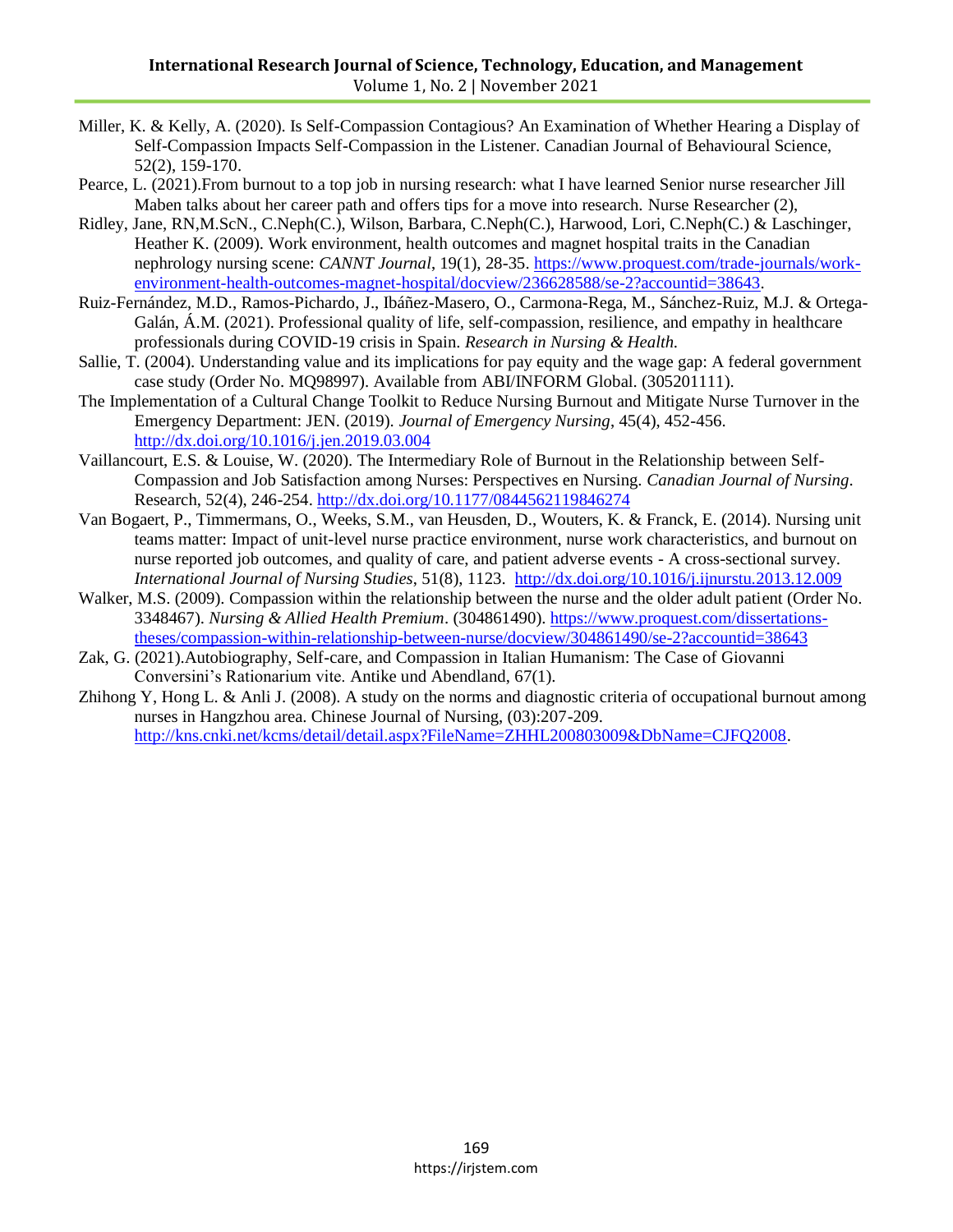Miller, K. & Kelly, A. (2020). Is Self-Compassion Contagious? An Examination of Whether Hearing a Display of Self-Compassion Impacts Self-Compassion in the Listener. Canadian Journal of Behavioural Science, 52(2), 159-170.

Pearce, L. (2021).From burnout to a top job in nursing research: what I have learned Senior nurse researcher Jill Maben talks about her career path and offers tips for a move into research. Nurse Researcher (2),

Ridley, Jane, RN,M.ScN., C.Neph(C.), Wilson, Barbara, C.Neph(C.), Harwood, Lori, C.Neph(C.) & Laschinger, Heather K. (2009). Work environment, health outcomes and magnet hospital traits in the Canadian nephrology nursing scene: *CANNT Journal*, 19(1), 28-35. https://www.proquest.com/trade-journals/work-environment-health-outcomes-magnet-hospital/docview/236628588/se-2?accountid=38643.

Ruiz-Fernández, M.D., Ramos-Pichardo, J., Ibáñez-Masero, O., Carmona-Rega, M., Sánchez-Ruiz, M.J. & Ortega-Galán, Á.M. (2021). Professional quality of life, self-compassion, resilience, and empathy in healthcare professionals during COVID-19 crisis in Spain. *Research in Nursing & Health.*

Sallie, T. (2004). Understanding value and its implications for pay equity and the wage gap: A federal government case study (Order No. MQ98997). Available from ABI/INFORM Global. (305201111).

The Implementation of a Cultural Change Toolkit to Reduce Nursing Burnout and Mitigate Nurse Turnover in the Emergency Department: JEN. (2019). *Journal of Emergency Nursing*, 45(4), 452-456. http://dx.doi.org/10.1016/j.jen.2019.03.004

Vaillancourt, E.S. & Louise, W. (2020). The Intermediary Role of Burnout in the Relationship between Self-Compassion and Job Satisfaction among Nurses: Perspectives en Nursing. *Canadian Journal of Nursing*. Research, 52(4), 246-254. http://dx.doi.org/10.1177/0844562119846274

Van Bogaert, P., Timmermans, O., Weeks, S.M., van Heusden, D., Wouters, K. & Franck, E. (2014). Nursing unit teams matter: Impact of unit-level nurse practice environment, nurse work characteristics, and burnout on nurse reported job outcomes, and quality of care, and patient adverse events - A cross-sectional survey. *International Journal of Nursing Studies*, 51(8), 1123. http://dx.doi.org/10.1016/j.ijnurstu.2013.12.009

Walker, M.S. (2009). Compassion within the relationship between the nurse and the older adult patient (Order No. 3348467). *Nursing & Allied Health Premium*. (304861490). https://www.proquest.com/dissertations-theses/compassion-within-relationship-between-nurse/docview/304861490/se-2?accountid=38643

Zak, G. (2021).Autobiography, Self-care, and Compassion in Italian Humanism: The Case of Giovanni Conversini's Rationarium vite. Antike und Abendland, 67(1).

Zhihong Y, Hong L. & Anli J. (2008). A study on the norms and diagnostic criteria of occupational burnout among nurses in Hangzhou area. Chinese Journal of Nursing, (03):207-209. http://kns.cnki.net/kcms/detail/detail.aspx?FileName=ZHHL200803009&DbName=CJFQ2008.